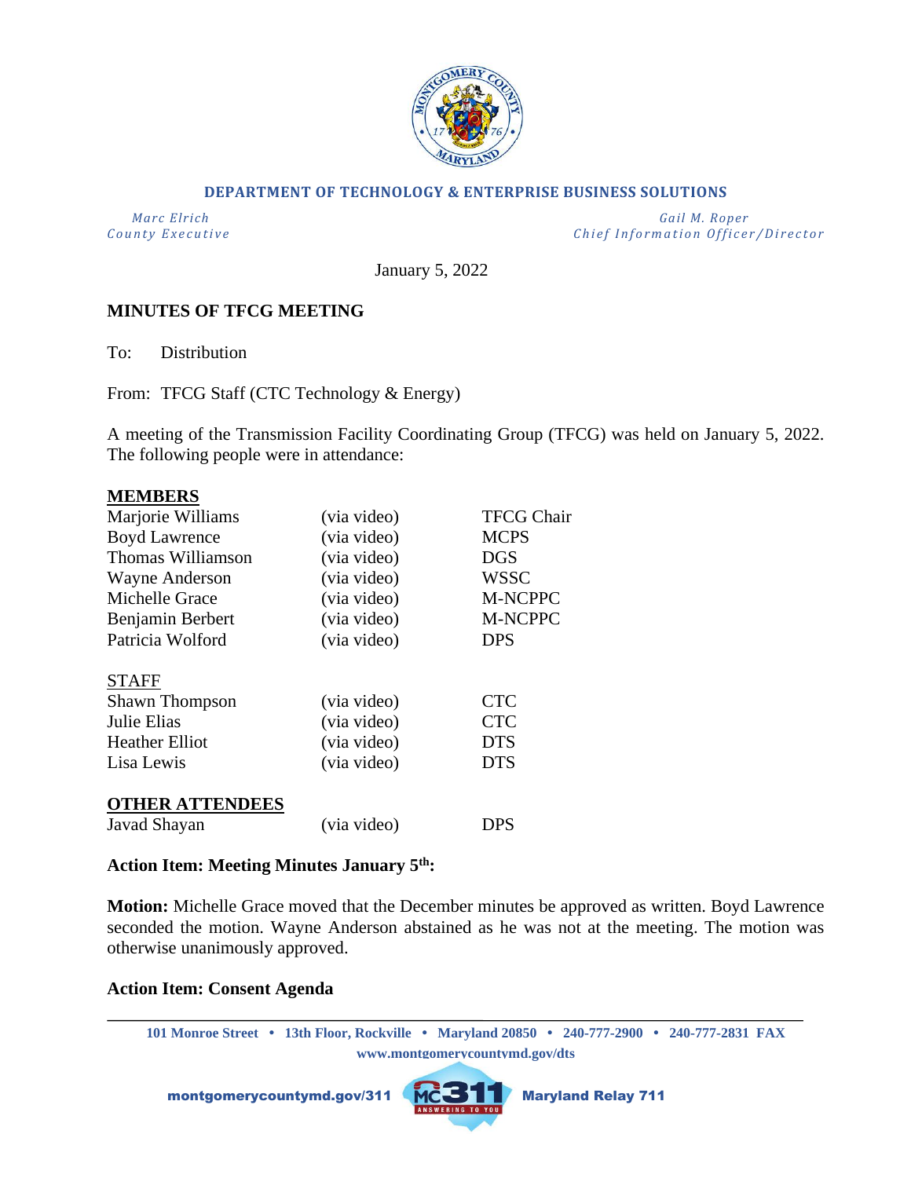**DEPARTMENT OF TECHNOLOGY & ENTERPRISE BUSINESS SOLUTIONS**

| *Marc Elrich* | *Gail M. Roper* |
|---|---|
| *County Executive* | *Chief Information Officer/Director* |

January 5, 2022

**MINUTES OF TFCG MEETING**

To: Distribution

From: TFCG Staff (CTC Technology & Energy)

A meeting of the Transmission Facility Coordinating Group (TFCG) was held on January 5, 2022. The following people were in attendance:

**MEMBERS**

| | | |
|---|---|---|
| Marjorie Williams | (via video) | TFCG Chair |
| Boyd Lawrence | (via video) | MCPS |
| Thomas Williamson | (via video) | DGS |
| Wayne Anderson | (via video) | WSSC |
| Michelle Grace | (via video) | M-NCPPC |
| Benjamin Berbert | (via video) | M-NCPPC |
| Patricia Wolford | (via video) | DPS |

STAFF

| | | |
|---|---|---|
| Shawn Thompson | (via video) | CTC |
| Julie Elias | (via video) | CTC |
| Heather Elliot | (via video) | DTS |
| Lisa Lewis | (via video) | DTS |

**OTHER ATTENDEES**

| | | |
|---|---|---|
| Javad Shayan | (via video) | DPS |

**Action Item: Meeting Minutes January 5th:**

**Motion:** Michelle Grace moved that the December minutes be approved as written. Boyd Lawrence seconded the motion. Wayne Anderson abstained as he was not at the meeting. The motion was otherwise unanimously approved.

**Action Item: Consent Agenda**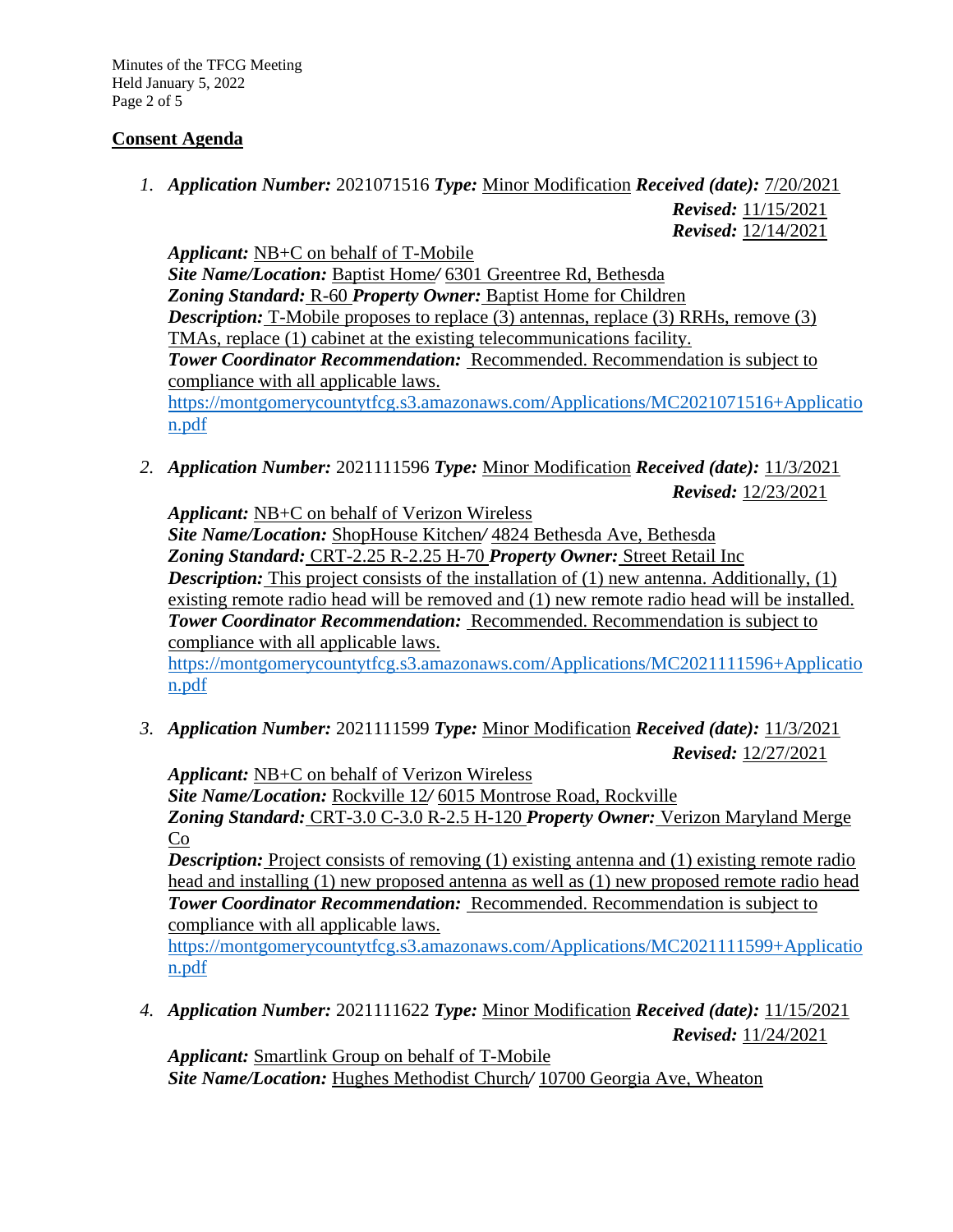## Consent Agenda

1. ***Application Number:*** 2021071516 ***Type:*** Minor Modification ***Received (date):*** 7/20/2021
   ***Revised:*** 11/15/2021
   ***Revised:*** 12/14/2021

   ***Applicant:*** NB+C on behalf of T-Mobile
   ***Site Name/Location:*** Baptist Home/ 6301 Greentree Rd, Bethesda
   ***Zoning Standard:*** R-60 ***Property Owner:*** Baptist Home for Children
   ***Description:*** T-Mobile proposes to replace (3) antennas, replace (3) RRHs, remove (3) TMAs, replace (1) cabinet at the existing telecommunications facility.
   ***Tower Coordinator Recommendation:*** Recommended. Recommendation is subject to compliance with all applicable laws.
   https://montgomerycountytfcg.s3.amazonaws.com/Applications/MC2021071516+Application.pdf

2. ***Application Number:*** 2021111596 ***Type:*** Minor Modification ***Received (date):*** 11/3/2021
   ***Revised:*** 12/23/2021

   ***Applicant:*** NB+C on behalf of Verizon Wireless
   ***Site Name/Location:*** ShopHouse Kitchen/ 4824 Bethesda Ave, Bethesda
   ***Zoning Standard:*** CRT-2.25 R-2.25 H-70 ***Property Owner:*** Street Retail Inc
   ***Description:*** This project consists of the installation of (1) new antenna. Additionally, (1) existing remote radio head will be removed and (1) new remote radio head will be installed.
   ***Tower Coordinator Recommendation:*** Recommended. Recommendation is subject to compliance with all applicable laws.
   https://montgomerycountytfcg.s3.amazonaws.com/Applications/MC2021111596+Application.pdf

3. ***Application Number:*** 2021111599 ***Type:*** Minor Modification ***Received (date):*** 11/3/2021
   ***Revised:*** 12/27/2021

   ***Applicant:*** NB+C on behalf of Verizon Wireless
   ***Site Name/Location:*** Rockville 12/ 6015 Montrose Road, Rockville
   ***Zoning Standard:*** CRT-3.0 C-3.0 R-2.5 H-120 ***Property Owner:*** Verizon Maryland Merge Co
   ***Description:*** Project consists of removing (1) existing antenna and (1) existing remote radio head and installing (1) new proposed antenna as well as (1) new proposed remote radio head
   ***Tower Coordinator Recommendation:*** Recommended. Recommendation is subject to compliance with all applicable laws.
   https://montgomerycountytfcg.s3.amazonaws.com/Applications/MC2021111599+Application.pdf

4. ***Application Number:*** 2021111622 ***Type:*** Minor Modification ***Received (date):*** 11/15/2021
   ***Revised:*** 11/24/2021

   ***Applicant:*** Smartlink Group on behalf of T-Mobile
   ***Site Name/Location:*** Hughes Methodist Church/ 10700 Georgia Ave, Wheaton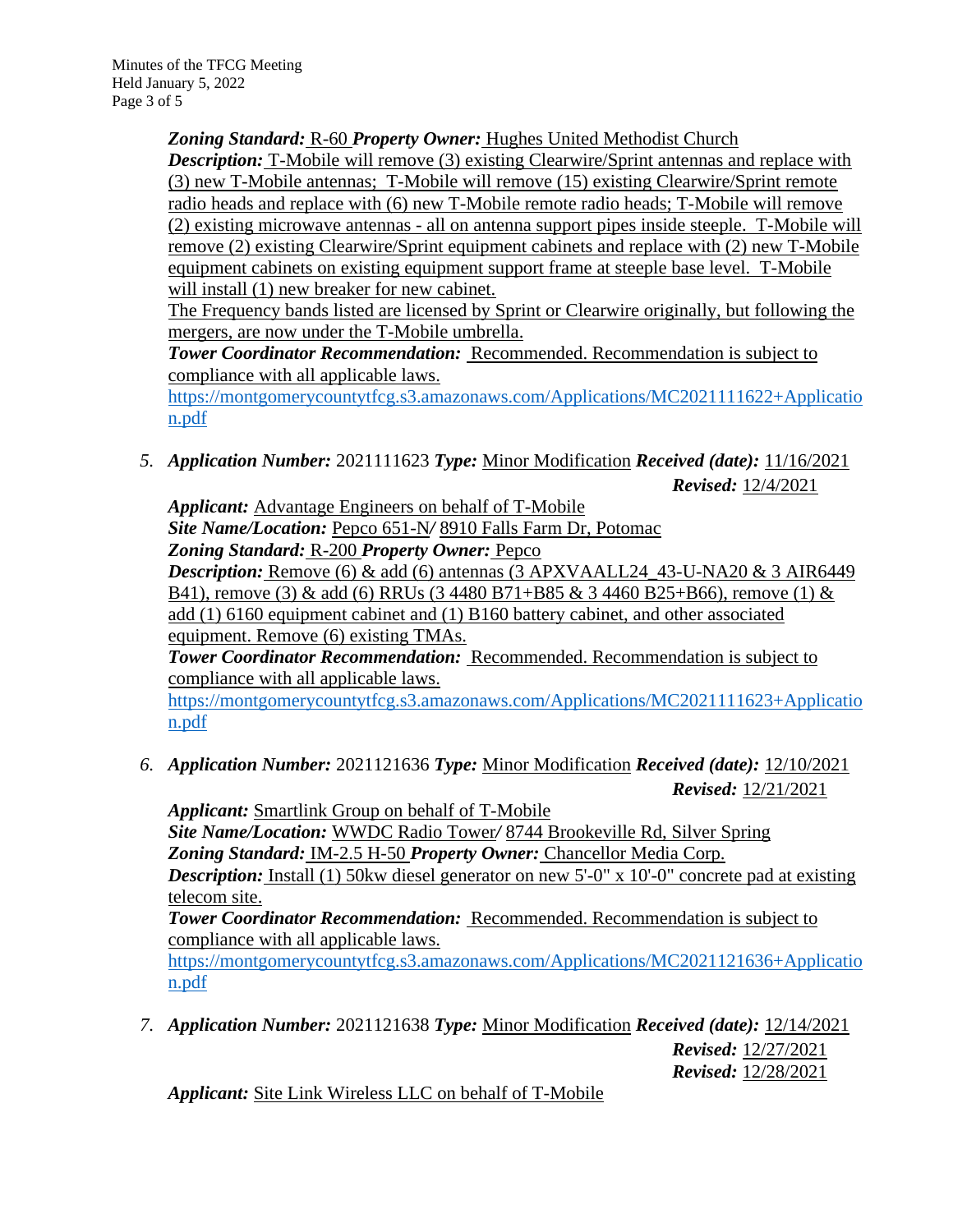***Zoning Standard:*** R-60 ***Property Owner:*** Hughes United Methodist Church
***Description:*** T-Mobile will remove (3) existing Clearwire/Sprint antennas and replace with (3) new T-Mobile antennas; T-Mobile will remove (15) existing Clearwire/Sprint remote radio heads and replace with (6) new T-Mobile remote radio heads; T-Mobile will remove (2) existing microwave antennas - all on antenna support pipes inside steeple. T-Mobile will remove (2) existing Clearwire/Sprint equipment cabinets and replace with (2) new T-Mobile equipment cabinets on existing equipment support frame at steeple base level. T-Mobile will install (1) new breaker for new cabinet.
The Frequency bands listed are licensed by Sprint or Clearwire originally, but following the mergers, are now under the T-Mobile umbrella.
***Tower Coordinator Recommendation:*** Recommended. Recommendation is subject to compliance with all applicable laws.
https://montgomerycountytfcg.s3.amazonaws.com/Applications/MC2021111622+Application.pdf

5. ***Application Number:*** 2021111623 ***Type:*** Minor Modification ***Received (date):*** 11/16/2021
***Revised:*** 12/4/2021
***Applicant:*** Advantage Engineers on behalf of T-Mobile
***Site Name/Location:*** Pepco 651-N/ 8910 Falls Farm Dr, Potomac
***Zoning Standard:*** R-200 ***Property Owner:*** Pepco
***Description:*** Remove (6) & add (6) antennas (3 APXVAALL24_43-U-NA20 & 3 AIR6449 B41), remove (3) & add (6) RRUs (3 4480 B71+B85 & 3 4460 B25+B66), remove (1) & add (1) 6160 equipment cabinet and (1) B160 battery cabinet, and other associated equipment. Remove (6) existing TMAs.
***Tower Coordinator Recommendation:*** Recommended. Recommendation is subject to compliance with all applicable laws.
https://montgomerycountytfcg.s3.amazonaws.com/Applications/MC2021111623+Application.pdf

6. ***Application Number:*** 2021121636 ***Type:*** Minor Modification ***Received (date):*** 12/10/2021
***Revised:*** 12/21/2021
***Applicant:*** Smartlink Group on behalf of T-Mobile
***Site Name/Location:*** WWDC Radio Tower/ 8744 Brookeville Rd, Silver Spring
***Zoning Standard:*** IM-2.5 H-50 ***Property Owner:*** Chancellor Media Corp.
***Description:*** Install (1) 50kw diesel generator on new 5'-0" x 10'-0" concrete pad at existing telecom site.
***Tower Coordinator Recommendation:*** Recommended. Recommendation is subject to compliance with all applicable laws.
https://montgomerycountytfcg.s3.amazonaws.com/Applications/MC2021121636+Application.pdf

7. ***Application Number:*** 2021121638 ***Type:*** Minor Modification ***Received (date):*** 12/14/2021
***Revised:*** 12/27/2021
***Revised:*** 12/28/2021
***Applicant:*** Site Link Wireless LLC on behalf of T-Mobile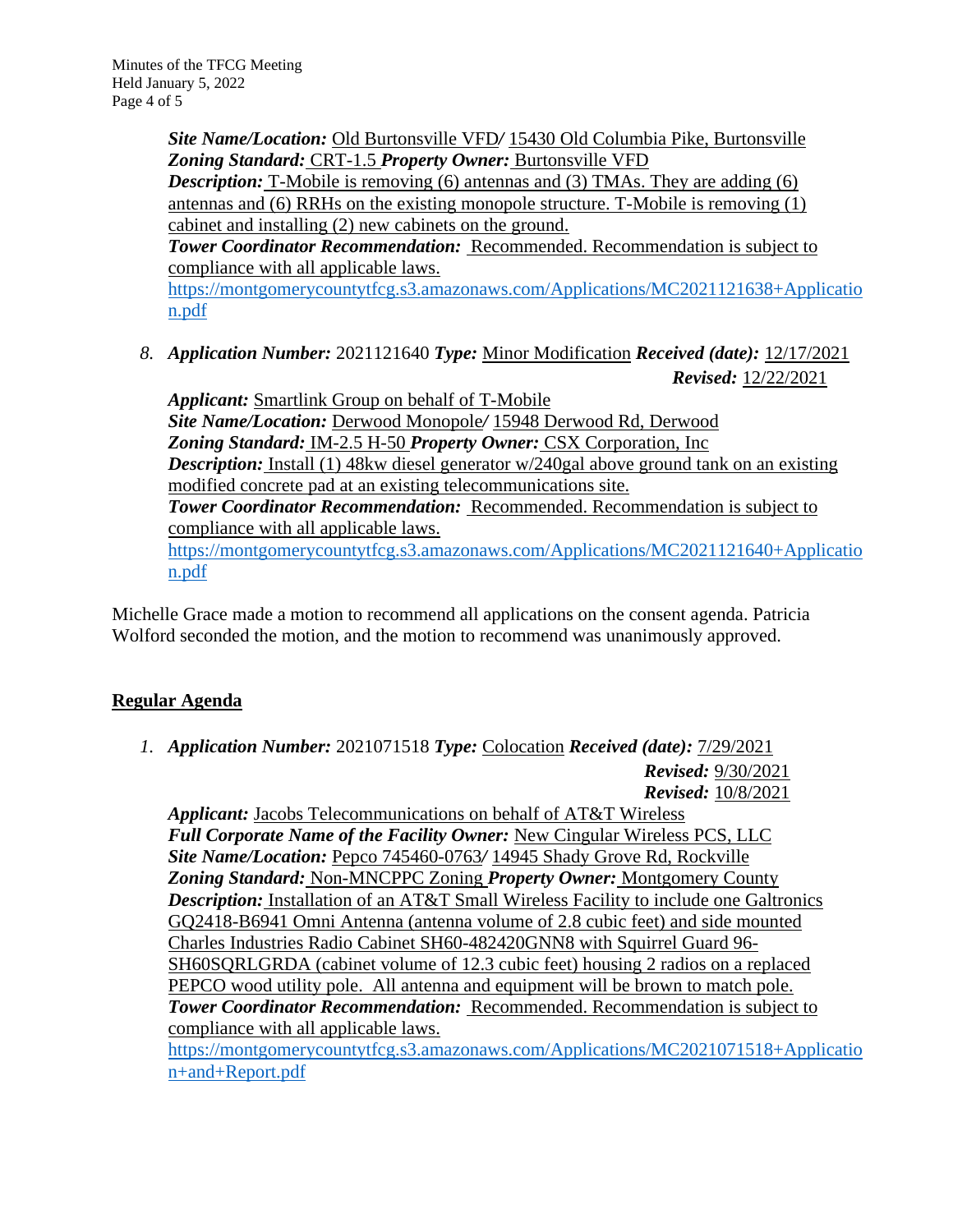***Site Name/Location:*** Old Burtonsville VFD/ 15430 Old Columbia Pike, Burtonsville
***Zoning Standard:*** CRT-1.5 ***Property Owner:*** Burtonsville VFD
***Description:*** T-Mobile is removing (6) antennas and (3) TMAs. They are adding (6) antennas and (6) RRHs on the existing monopole structure. T-Mobile is removing (1) cabinet and installing (2) new cabinets on the ground.
***Tower Coordinator Recommendation:*** Recommended. Recommendation is subject to compliance with all applicable laws.
https://montgomerycountytfcg.s3.amazonaws.com/Applications/MC2021121638+Application.pdf

8. ***Application Number:*** 2021121640 ***Type:*** Minor Modification ***Received (date):*** 12/17/2021
***Revised:*** 12/22/2021
***Applicant:*** Smartlink Group on behalf of T-Mobile
***Site Name/Location:*** Derwood Monopole/ 15948 Derwood Rd, Derwood
***Zoning Standard:*** IM-2.5 H-50 ***Property Owner:*** CSX Corporation, Inc
***Description:*** Install (1) 48kw diesel generator w/240gal above ground tank on an existing modified concrete pad at an existing telecommunications site.
***Tower Coordinator Recommendation:*** Recommended. Recommendation is subject to compliance with all applicable laws.
https://montgomerycountytfcg.s3.amazonaws.com/Applications/MC2021121640+Application.pdf

Michelle Grace made a motion to recommend all applications on the consent agenda. Patricia Wolford seconded the motion, and the motion to recommend was unanimously approved.

## Regular Agenda

1. ***Application Number:*** 2021071518 ***Type:*** Colocation ***Received (date):*** 7/29/2021
***Revised:*** 9/30/2021
***Revised:*** 10/8/2021
***Applicant:*** Jacobs Telecommunications on behalf of AT&T Wireless
***Full Corporate Name of the Facility Owner:*** New Cingular Wireless PCS, LLC
***Site Name/Location:*** Pepco 745460-0763/ 14945 Shady Grove Rd, Rockville
***Zoning Standard:*** Non-MNCPPC Zoning ***Property Owner:*** Montgomery County
***Description:*** Installation of an AT&T Small Wireless Facility to include one Galtronics GQ2418-B6941 Omni Antenna (antenna volume of 2.8 cubic feet) and side mounted Charles Industries Radio Cabinet SH60-482420GNN8 with Squirrel Guard 96-SH60SQRLGRDA (cabinet volume of 12.3 cubic feet) housing 2 radios on a replaced PEPCO wood utility pole. All antenna and equipment will be brown to match pole.
***Tower Coordinator Recommendation:*** Recommended. Recommendation is subject to compliance with all applicable laws.
https://montgomerycountytfcg.s3.amazonaws.com/Applications/MC2021071518+Application+and+Report.pdf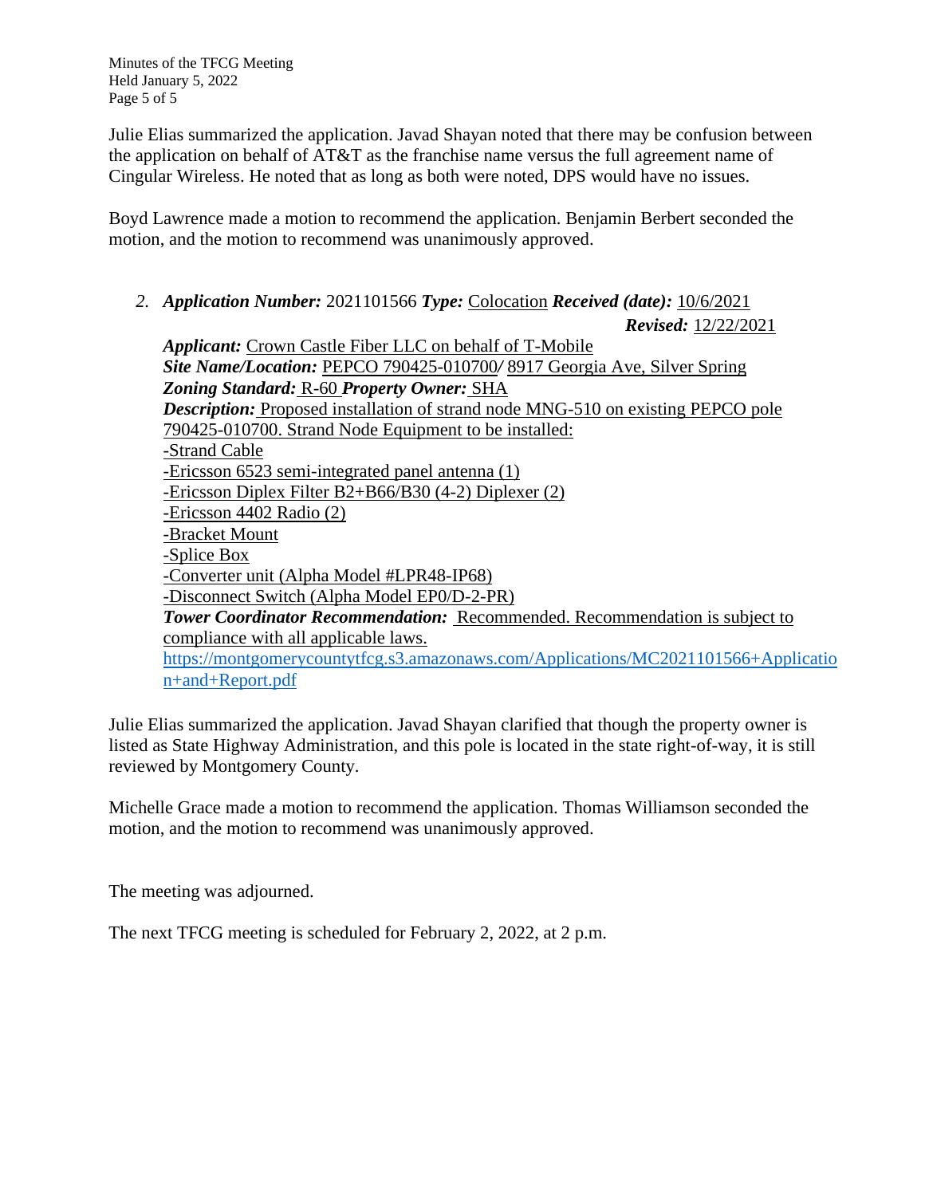Julie Elias summarized the application. Javad Shayan noted that there may be confusion between the application on behalf of AT&T as the franchise name versus the full agreement name of Cingular Wireless. He noted that as long as both were noted, DPS would have no issues.

Boyd Lawrence made a motion to recommend the application. Benjamin Berbert seconded the motion, and the motion to recommend was unanimously approved.

2. ***Application Number:*** 2021101566 ***Type:*** Colocation ***Received (date):*** 10/6/2021
   ***Revised:*** 12/22/2021
   ***Applicant:*** Crown Castle Fiber LLC on behalf of T-Mobile
   ***Site Name/Location:*** PEPCO 790425-010700/ 8917 Georgia Ave, Silver Spring
   ***Zoning Standard:*** R-60 ***Property Owner:*** SHA
   ***Description:*** Proposed installation of strand node MNG-510 on existing PEPCO pole 790425-010700. Strand Node Equipment to be installed:
   -Strand Cable
   -Ericsson 6523 semi-integrated panel antenna (1)
   -Ericsson Diplex Filter B2+B66/B30 (4-2) Diplexer (2)
   -Ericsson 4402 Radio (2)
   -Bracket Mount
   -Splice Box
   -Converter unit (Alpha Model #LPR48-IP68)
   -Disconnect Switch (Alpha Model EP0/D-2-PR)
   ***Tower Coordinator Recommendation:*** Recommended. Recommendation is subject to compliance with all applicable laws.
   https://montgomerycountytfcg.s3.amazonaws.com/Applications/MC2021101566+Application+and+Report.pdf

Julie Elias summarized the application. Javad Shayan clarified that though the property owner is listed as State Highway Administration, and this pole is located in the state right-of-way, it is still reviewed by Montgomery County.

Michelle Grace made a motion to recommend the application. Thomas Williamson seconded the motion, and the motion to recommend was unanimously approved.

The meeting was adjourned.

The next TFCG meeting is scheduled for February 2, 2022, at 2 p.m.